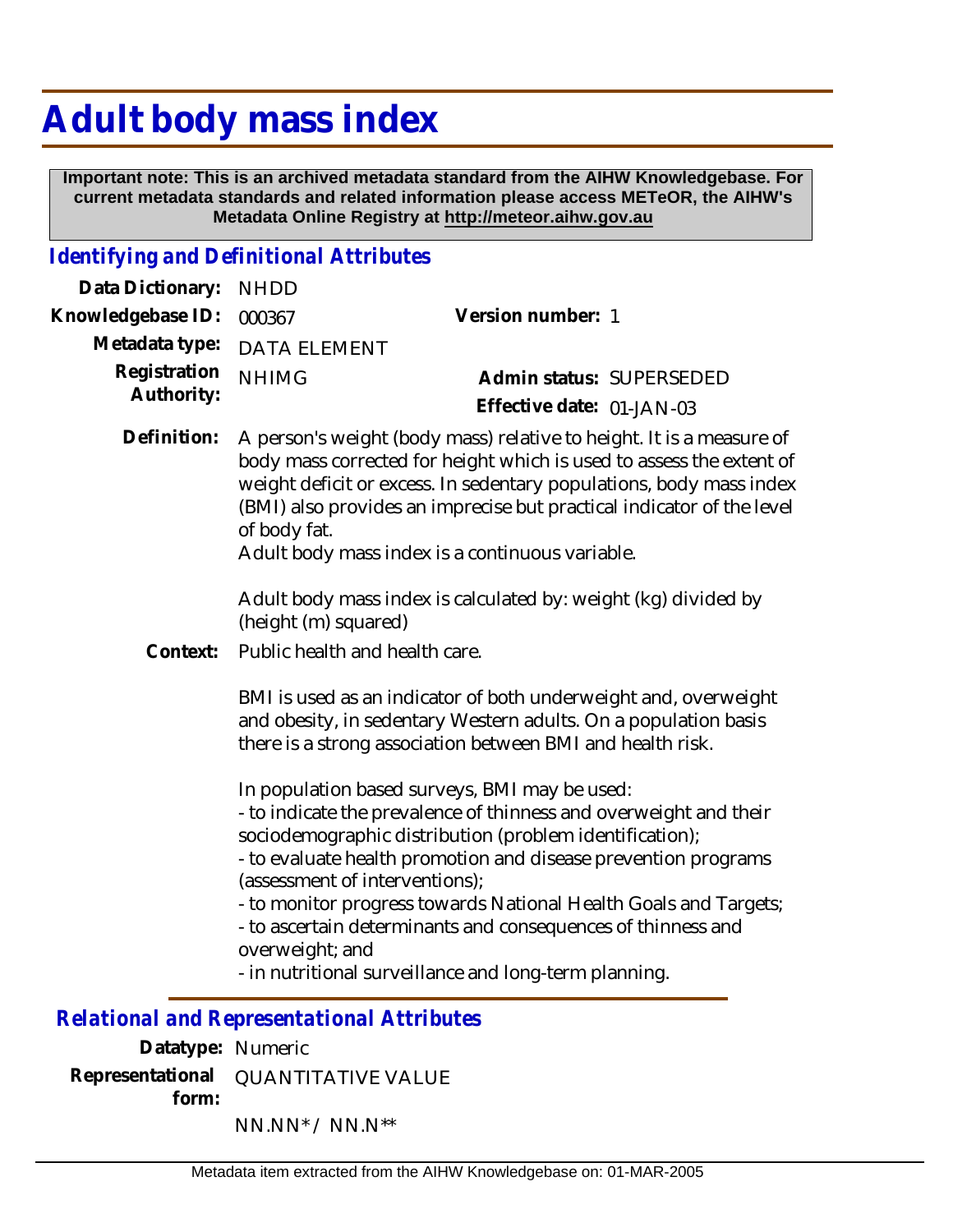# Adult body mass index

**Important note: This is an archived metadata standard from the AIHW Knowledgebase. For current metadata standards and related information please access METeOR, the AIHW's Metadata Online Registry at http://meteor.aihw.gov.au**

## *Identifying and Definitional Attributes*

**Data Dictionary:** NHDD

**Knowledgebase ID:** 000367 **Version number:** 1

**Metadata type:** DATA ELEMENT

**Registration Authority:** NHIMG **Admin status:** SUPERSEDED

**Effective date:** 01-JAN-03

**Definition:** A person's weight (body mass) relative to height. It is a measure of body mass corrected for height which is used to assess the extent of weight deficit or excess. In sedentary populations, body mass index (BMI) also provides an imprecise but practical indicator of the level of body fat.
Adult body mass index is a continuous variable.

Adult body mass index is calculated by: weight (kg) divided by (height (m) squared)

**Context:** Public health and health care.

BMI is used as an indicator of both underweight and, overweight and obesity, in sedentary Western adults. On a population basis there is a strong association between BMI and health risk.

In population based surveys, BMI may be used:
- to indicate the prevalence of thinness and overweight and their sociodemographic distribution (problem identification);
- to evaluate health promotion and disease prevention programs (assessment of interventions);
- to monitor progress towards National Health Goals and Targets;
- to ascertain determinants and consequences of thinness and overweight; and
- in nutritional surveillance and long-term planning.

## *Relational and Representational Attributes*

**Datatype:** Numeric

**Representational form:** QUANTITATIVE VALUE

NN.NN* / NN.N**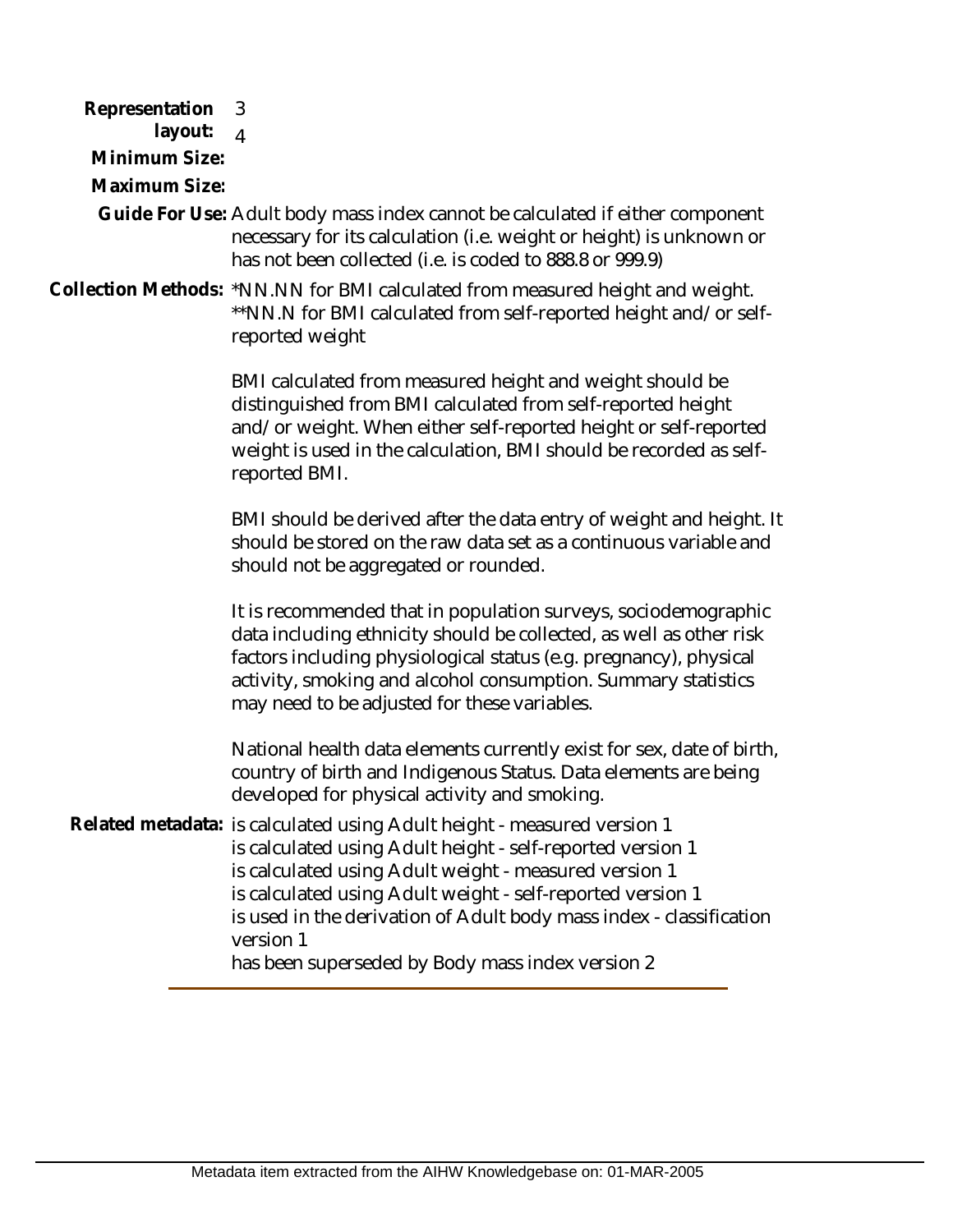**Representation layout:**

**Minimum Size:** 3

**Maximum Size:** 4

**Guide For Use:** Adult body mass index cannot be calculated if either component necessary for its calculation (i.e. weight or height) is unknown or has not been collected (i.e. is coded to 888.8 or 999.9)

**Collection Methods:** *NN.NN for BMI calculated from measured height and weight. **NN.N for BMI calculated from self-reported height and/or self-reported weight

BMI calculated from measured height and weight should be distinguished from BMI calculated from self-reported height and/or weight. When either self-reported height or self-reported weight is used in the calculation, BMI should be recorded as self-reported BMI.

BMI should be derived after the data entry of weight and height. It should be stored on the raw data set as a continuous variable and should not be aggregated or rounded.

It is recommended that in population surveys, sociodemographic data including ethnicity should be collected, as well as other risk factors including physiological status (e.g. pregnancy), physical activity, smoking and alcohol consumption. Summary statistics may need to be adjusted for these variables.

National health data elements currently exist for sex, date of birth, country of birth and Indigenous Status. Data elements are being developed for physical activity and smoking.

**Related metadata:** is calculated using Adult height - measured version 1
is calculated using Adult height - self-reported version 1
is calculated using Adult weight - measured version 1
is calculated using Adult weight - self-reported version 1
is used in the derivation of Adult body mass index - classification version 1
has been superseded by Body mass index version 2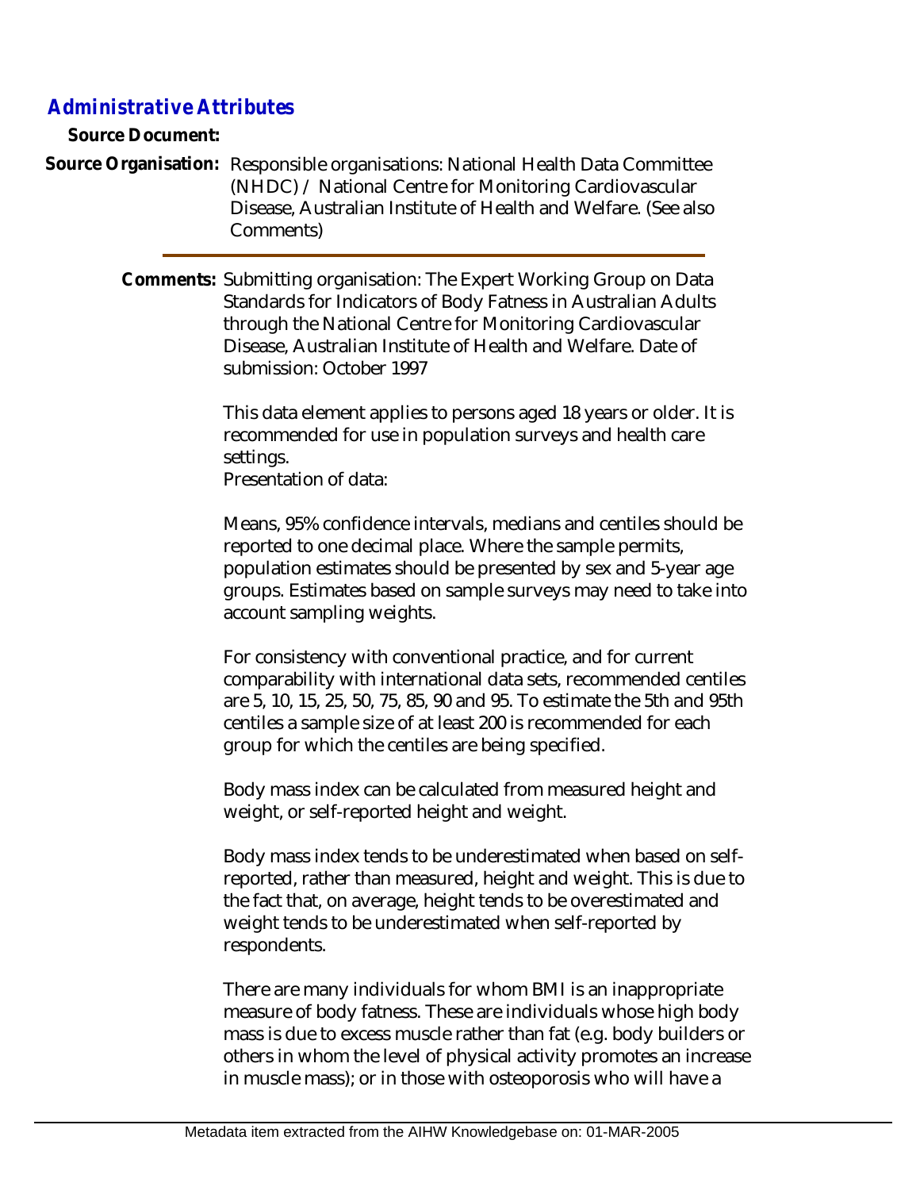## Administrative Attributes

**Source Document:**

**Source Organisation:** Responsible organisations: National Health Data Committee (NHDC) / National Centre for Monitoring Cardiovascular Disease, Australian Institute of Health and Welfare. (See also Comments)

---

**Comments:** Submitting organisation: The Expert Working Group on Data Standards for Indicators of Body Fatness in Australian Adults through the National Centre for Monitoring Cardiovascular Disease, Australian Institute of Health and Welfare. Date of submission: October 1997

This data element applies to persons aged 18 years or older. It is recommended for use in population surveys and health care settings.
Presentation of data:

Means, 95% confidence intervals, medians and centiles should be reported to one decimal place. Where the sample permits, population estimates should be presented by sex and 5-year age groups. Estimates based on sample surveys may need to take into account sampling weights.

For consistency with conventional practice, and for current comparability with international data sets, recommended centiles are 5, 10, 15, 25, 50, 75, 85, 90 and 95. To estimate the 5th and 95th centiles a sample size of at least 200 is recommended for each group for which the centiles are being specified.

Body mass index can be calculated from measured height and weight, or self-reported height and weight.

Body mass index tends to be underestimated when based on self-reported, rather than measured, height and weight. This is due to the fact that, on average, height tends to be overestimated and weight tends to be underestimated when self-reported by respondents.

There are many individuals for whom BMI is an inappropriate measure of body fatness. These are individuals whose high body mass is due to excess muscle rather than fat (e.g. body builders or others in whom the level of physical activity promotes an increase in muscle mass); or in those with osteoporosis who will have a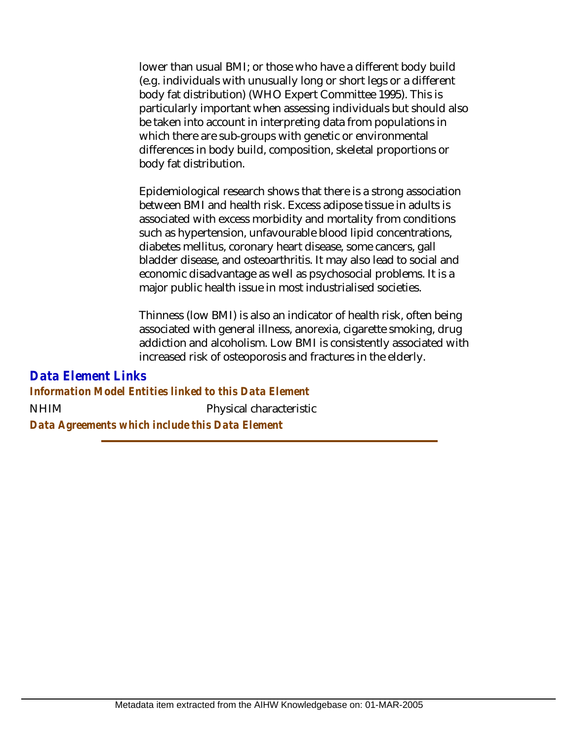lower than usual BMI; or those who have a different body build (e.g. individuals with unusually long or short legs or a different body fat distribution) (WHO Expert Committee 1995). This is particularly important when assessing individuals but should also be taken into account in interpreting data from populations in which there are sub-groups with genetic or environmental differences in body build, composition, skeletal proportions or body fat distribution.

Epidemiological research shows that there is a strong association between BMI and health risk. Excess adipose tissue in adults is associated with excess morbidity and mortality from conditions such as hypertension, unfavourable blood lipid concentrations, diabetes mellitus, coronary heart disease, some cancers, gall bladder disease, and osteoarthritis. It may also lead to social and economic disadvantage as well as psychosocial problems. It is a major public health issue in most industrialised societies.

Thinness (low BMI) is also an indicator of health risk, often being associated with general illness, anorexia, cigarette smoking, drug addiction and alcoholism. Low BMI is consistently associated with increased risk of osteoporosis and fractures in the elderly.

## Data Element Links

### Information Model Entities linked to this Data Element

| | |
|---|---|
| NHIM | Physical characteristic |

### Data Agreements which include this Data Element

Metadata item extracted from the AIHW Knowledgebase on: 01-MAR-2005